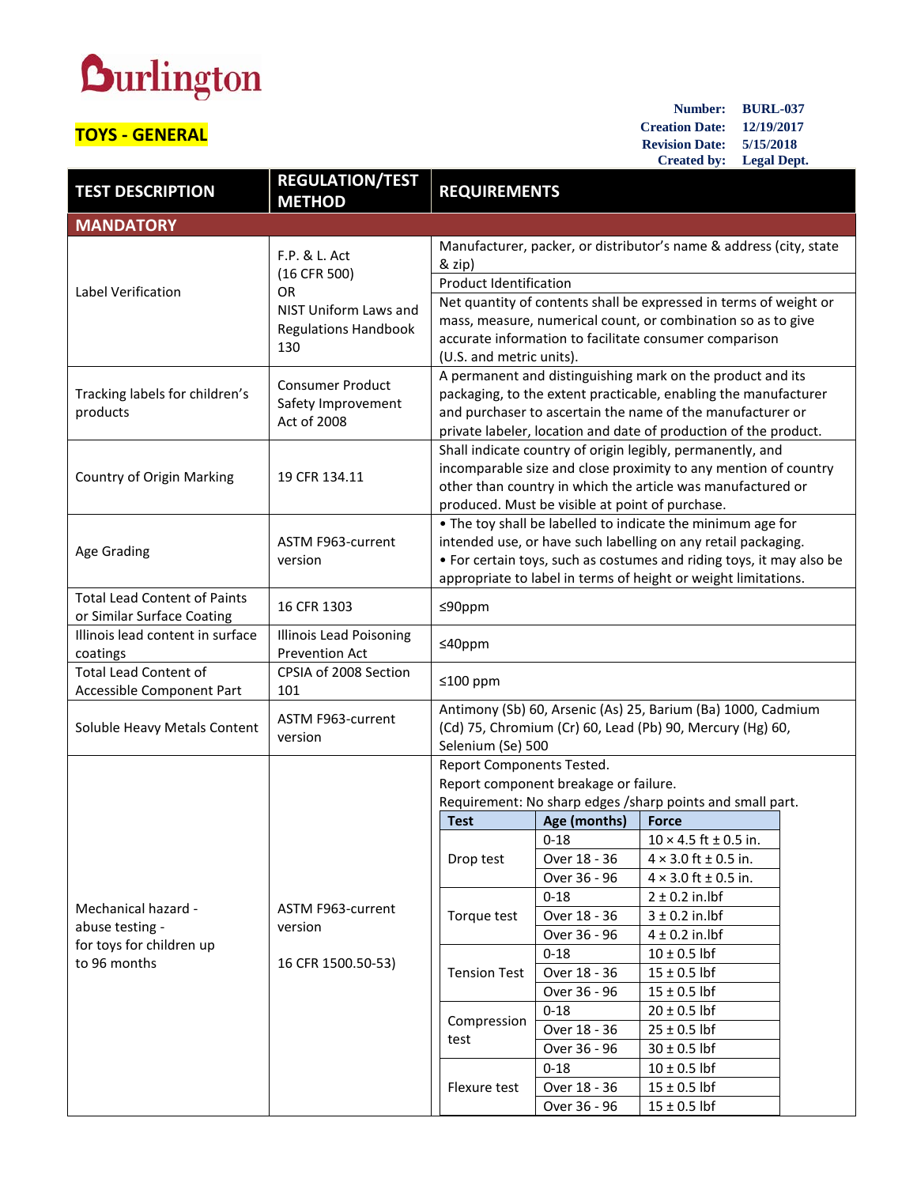Burlington

**TOYS - GENERAL**

**Number:** BURL-037
**Creation Date:** 12/19/2017
**Revision Date:** 5/15/2018
**Created by:** Legal Dept.

| TEST DESCRIPTION | REGULATION/TEST METHOD | REQUIREMENTS |
|---|---|---|
| **MANDATORY** | | |
| Label Verification | F.P. & L. Act (16 CFR 500) OR NIST Uniform Laws and Regulations Handbook 130 | Manufacturer, packer, or distributor's name & address (city, state & zip)<br>Product Identification<br>Net quantity of contents shall be expressed in terms of weight or mass, measure, numerical count, or combination so as to give accurate information to facilitate consumer comparison (U.S. and metric units). |
| Tracking labels for children's products | Consumer Product Safety Improvement Act of 2008 | A permanent and distinguishing mark on the product and its packaging, to the extent practicable, enabling the manufacturer and purchaser to ascertain the name of the manufacturer or private labeler, location and date of production of the product. |
| Country of Origin Marking | 19 CFR 134.11 | Shall indicate country of origin legibly, permanently, and incomparable size and close proximity to any mention of country other than country in which the article was manufactured or produced. Must be visible at point of purchase. |
| Age Grading | ASTM F963-current version | • The toy shall be labelled to indicate the minimum age for intended use, or have such labelling on any retail packaging.<br>• For certain toys, such as costumes and riding toys, it may also be appropriate to label in terms of height or weight limitations. |
| Total Lead Content of Paints or Similar Surface Coating | 16 CFR 1303 | ≤90ppm |
| Illinois lead content in surface coatings | Illinois Lead Poisoning Prevention Act | ≤40ppm |
| Total Lead Content of Accessible Component Part | CPSIA of 2008 Section 101 | ≤100 ppm |
| Soluble Heavy Metals Content | ASTM F963-current version | Antimony (Sb) 60, Arsenic (As) 25, Barium (Ba) 1000, Cadmium (Cd) 75, Chromium (Cr) 60, Lead (Pb) 90, Mercury (Hg) 60, Selenium (Se) 500 |
| Mechanical hazard - abuse testing - for toys for children up to 96 months | ASTM F963-current version<br><br>16 CFR 1500.50-53) | Report Components Tested.<br>Report component breakage or failure.<br>Requirement: No sharp edges /sharp points and small part. |

| Test | Age (months) | Force |
|---|---|---|
| Drop test | 0-18 | 10 × 4.5 ft ± 0.5 in. |
| | Over 18 - 36 | 4 × 3.0 ft ± 0.5 in. |
| | Over 36 - 96 | 4 × 3.0 ft ± 0.5 in. |
| Torque test | 0-18 | 2 ± 0.2 in.lbf |
| | Over 18 - 36 | 3 ± 0.2 in.lbf |
| | Over 36 - 96 | 4 ± 0.2 in.lbf |
| Tension Test | 0-18 | 10 ± 0.5 lbf |
| | Over 18 - 36 | 15 ± 0.5 lbf |
| | Over 36 - 96 | 15 ± 0.5 lbf |
| Compression test | 0-18 | 20 ± 0.5 lbf |
| | Over 18 - 36 | 25 ± 0.5 lbf |
| | Over 36 - 96 | 30 ± 0.5 lbf |
| Flexure test | 0-18 | 10 ± 0.5 lbf |
| | Over 18 - 36 | 15 ± 0.5 lbf |
| | Over 36 - 96 | 15 ± 0.5 lbf |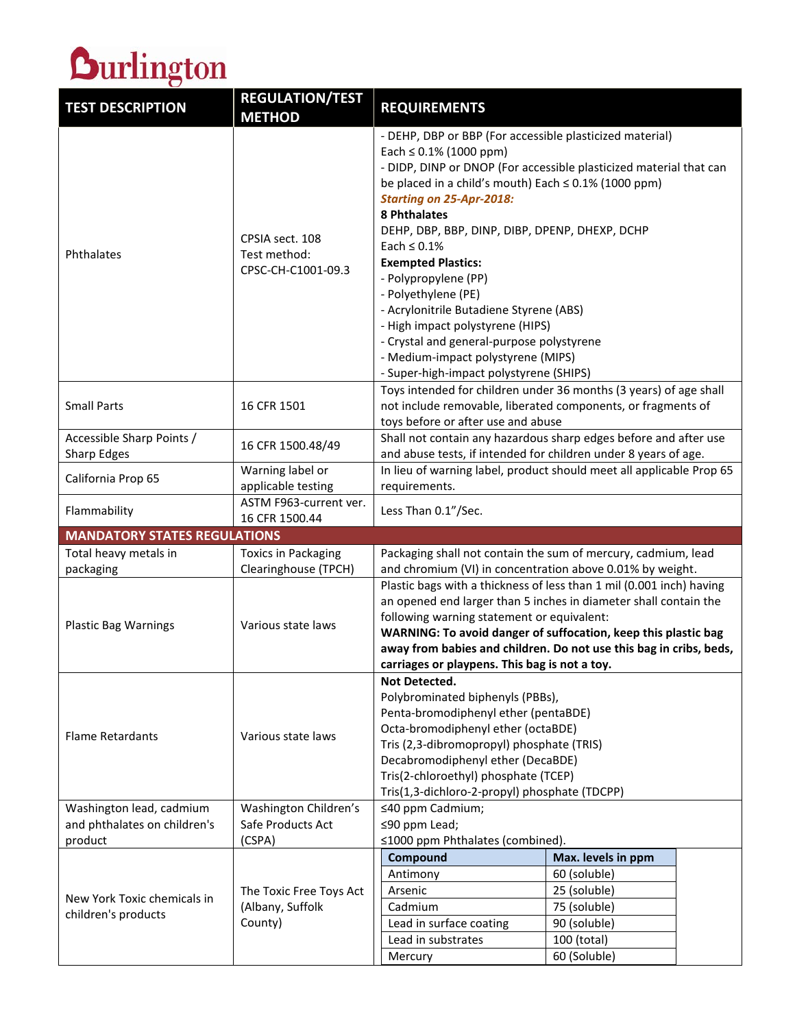Burlington

| TEST DESCRIPTION | REGULATION/TEST METHOD | REQUIREMENTS |
|---|---|---|
| Phthalates | CPSIA sect. 108<br>Test method: CPSC-CH-C1001-09.3 | - DEHP, DBP or BBP (For accessible plasticized material)<br>Each ≤ 0.1% (1000 ppm)<br>- DIDP, DINP or DNOP (For accessible plasticized material that can be placed in a child's mouth) Each ≤ 0.1% (1000 ppm)<br>***Starting on 25-Apr-2018:***<br>**8 Phthalates**<br>DEHP, DBP, BBP, DINP, DIBP, DPENP, DHEXP, DCHP<br>Each ≤ 0.1%<br>**Exempted Plastics:**<br>- Polypropylene (PP)<br>- Polyethylene (PE)<br>- Acrylonitrile Butadiene Styrene (ABS)<br>- High impact polystyrene (HIPS)<br>- Crystal and general-purpose polystyrene<br>- Medium-impact polystyrene (MIPS)<br>- Super-high-impact polystyrene (SHIPS) |
| Small Parts | 16 CFR 1501 | Toys intended for children under 36 months (3 years) of age shall not include removable, liberated components, or fragments of toys before or after use and abuse |
| Accessible Sharp Points / Sharp Edges | 16 CFR 1500.48/49 | Shall not contain any hazardous sharp edges before and after use and abuse tests, if intended for children under 8 years of age. |
| California Prop 65 | Warning label or applicable testing | In lieu of warning label, product should meet all applicable Prop 65 requirements. |
| Flammability | ASTM F963-current ver.<br>16 CFR 1500.44 | Less Than 0.1"/Sec. |
| **MANDATORY STATES REGULATIONS** | | |
| Total heavy metals in packaging | Toxics in Packaging Clearinghouse (TPCH) | Packaging shall not contain the sum of mercury, cadmium, lead and chromium (VI) in concentration above 0.01% by weight. |
| Plastic Bag Warnings | Various state laws | Plastic bags with a thickness of less than 1 mil (0.001 inch) having an opened end larger than 5 inches in diameter shall contain the following warning statement or equivalent:<br>**WARNING: To avoid danger of suffocation, keep this plastic bag away from babies and children. Do not use this bag in cribs, beds, carriages or playpens. This bag is not a toy.** |
| Flame Retardants | Various state laws | **Not Detected.**<br>Polybrominated biphenyls (PBBs),<br>Penta-bromodiphenyl ether (pentaBDE)<br>Octa-bromodiphenyl ether (octaBDE)<br>Tris (2,3-dibromopropyl) phosphate (TRIS)<br>Decabromodiphenyl ether (DecaBDE)<br>Tris(2-chloroethyl) phosphate (TCEP)<br>Tris(1,3-dichloro-2-propyl) phosphate (TDCPP) |
| Washington lead, cadmium and phthalates on children's product | Washington Children's Safe Products Act (CSPA) | ≤40 ppm Cadmium;<br>≤90 ppm Lead;<br>≤1000 ppm Phthalates (combined). |
| New York Toxic chemicals in children's products | The Toxic Free Toys Act (Albany, Suffolk County) | **Compound** — **Max. levels in ppm**<br>Antimony — 60 (soluble)<br>Arsenic — 25 (soluble)<br>Cadmium — 75 (soluble)<br>Lead in surface coating — 90 (soluble)<br>Lead in substrates — 100 (total)<br>Mercury — 60 (Soluble) |